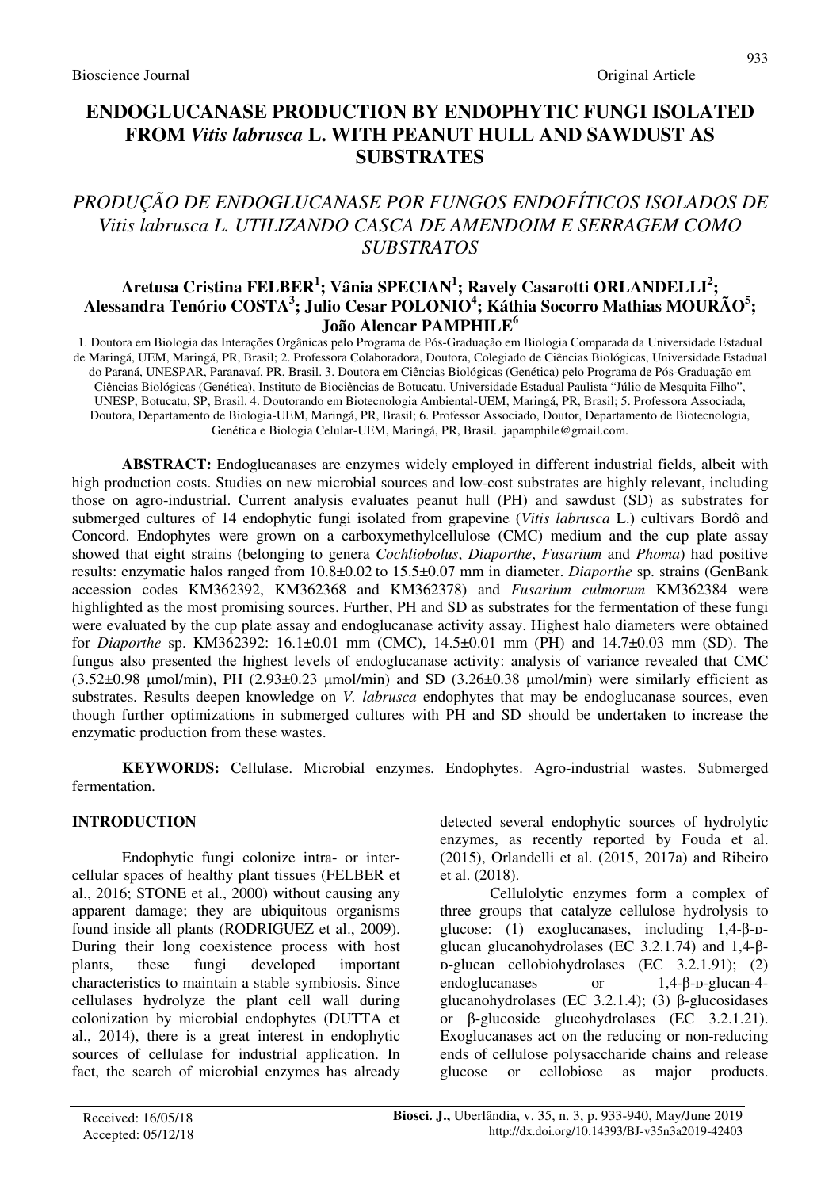# ENDOGLUCANASE PRODUCTION BY ENDOPHYTIC FUNGI ISOLATED FROM *Vitis labrusca* L. WITH PEANUT HULL AND SAWDUST AS SUBSTRATES

## *PRODUÇÃO DE ENDOGLUCANASE POR FUNGOS ENDOFÍTICOS ISOLADOS DE Vitis labrusca L. UTILIZANDO CASCA DE AMENDOIM E SERRAGEM COMO SUBSTRATOS*

**Aretusa Cristina FELBER[1]; Vânia SPECIAN[1]; Ravely Casarotti ORLANDELLI[2]; Alessandra Tenório COSTA[3]; Julio Cesar POLONIO[4]; Káthia Socorro Mathias MOURÃO[5]; João Alencar PAMPHILE[6]**

1. Doutora em Biologia das Interações Orgânicas pelo Programa de Pós-Graduação em Biologia Comparada da Universidade Estadual de Maringá, UEM, Maringá, PR, Brasil; 2. Professora Colaboradora, Doutora, Colegiado de Ciências Biológicas, Universidade Estadual do Paraná, UNESPAR, Paranavaí, PR, Brasil. 3. Doutora em Ciências Biológicas (Genética) pelo Programa de Pós-Graduação em Ciências Biológicas (Genética), Instituto de Biociências de Botucatu, Universidade Estadual Paulista "Júlio de Mesquita Filho", UNESP, Botucatu, SP, Brasil. 4. Doutorando em Biotecnologia Ambiental-UEM, Maringá, PR, Brasil; 5. Professora Associada, Doutora, Departamento de Biologia-UEM, Maringá, PR, Brasil; 6. Professor Associado, Doutor, Departamento de Biotecnologia, Genética e Biologia Celular-UEM, Maringá, PR, Brasil. japamphile@gmail.com.

**ABSTRACT:** Endoglucanases are enzymes widely employed in different industrial fields, albeit with high production costs. Studies on new microbial sources and low-cost substrates are highly relevant, including those on agro-industrial. Current analysis evaluates peanut hull (PH) and sawdust (SD) as substrates for submerged cultures of 14 endophytic fungi isolated from grapevine (*Vitis labrusca* L.) cultivars Bordô and Concord. Endophytes were grown on a carboxymethylcellulose (CMC) medium and the cup plate assay showed that eight strains (belonging to genera *Cochliobolus*, *Diaporthe*, *Fusarium* and *Phoma*) had positive results: enzymatic halos ranged from 10.8±0.02 to 15.5±0.07 mm in diameter. *Diaporthe* sp. strains (GenBank accession codes KM362392, KM362368 and KM362378) and *Fusarium culmorum* KM362384 were highlighted as the most promising sources. Further, PH and SD as substrates for the fermentation of these fungi were evaluated by the cup plate assay and endoglucanase activity assay. Highest halo diameters were obtained for *Diaporthe* sp. KM362392: 16.1±0.01 mm (CMC), 14.5±0.01 mm (PH) and 14.7±0.03 mm (SD). The fungus also presented the highest levels of endoglucanase activity: analysis of variance revealed that CMC (3.52±0.98 µmol/min), PH (2.93±0.23 µmol/min) and SD (3.26±0.38 µmol/min) were similarly efficient as substrates. Results deepen knowledge on *V. labrusca* endophytes that may be endoglucanase sources, even though further optimizations in submerged cultures with PH and SD should be undertaken to increase the enzymatic production from these wastes.

**KEYWORDS:** Cellulase. Microbial enzymes. Endophytes. Agro-industrial wastes. Submerged fermentation.

## INTRODUCTION

Endophytic fungi colonize intra- or inter-cellular spaces of healthy plant tissues (FELBER et al., 2016; STONE et al., 2000) without causing any apparent damage; they are ubiquitous organisms found inside all plants (RODRIGUEZ et al., 2009). During their long coexistence process with host plants, these fungi developed important characteristics to maintain a stable symbiosis. Since cellulases hydrolyze the plant cell wall during colonization by microbial endophytes (DUTTA et al., 2014), there is a great interest in endophytic sources of cellulase for industrial application. In fact, the search of microbial enzymes has already detected several endophytic sources of hydrolytic enzymes, as recently reported by Fouda et al. (2015), Orlandelli et al. (2015, 2017a) and Ribeiro et al. (2018).

Cellulolytic enzymes form a complex of three groups that catalyze cellulose hydrolysis to glucose: (1) exoglucanases, including 1,4-β-D-glucan glucanohydrolases (EC 3.2.1.74) and 1,4-β-D-glucan cellobiohydrolases (EC 3.2.1.91); (2) endoglucanases or 1,4-β-D-glucan-4-glucanohydrolases (EC 3.2.1.4); (3) β-glucosidases or β-glucoside glucohydrolases (EC 3.2.1.21). Exoglucanases act on the reducing or non-reducing ends of cellulose polysaccharide chains and release glucose or cellobiose as major products.

Received: 16/05/18
Accepted: 05/12/18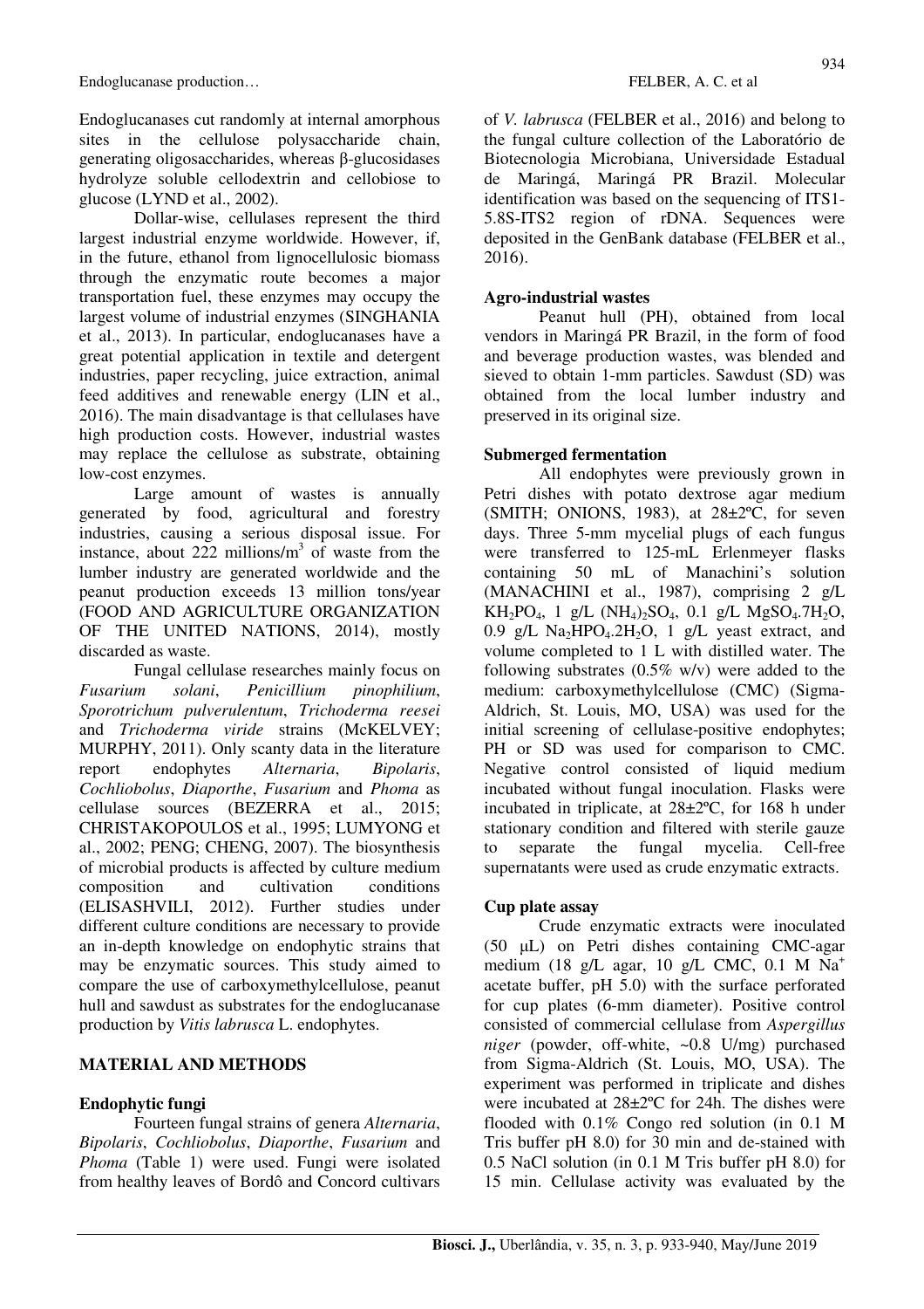Endoglucanases cut randomly at internal amorphous sites in the cellulose polysaccharide chain, generating oligosaccharides, whereas β-glucosidases hydrolyze soluble cellodextrin and cellobiose to glucose (LYND et al., 2002).

Dollar-wise, cellulases represent the third largest industrial enzyme worldwide. However, if, in the future, ethanol from lignocellulosic biomass through the enzymatic route becomes a major transportation fuel, these enzymes may occupy the largest volume of industrial enzymes (SINGHANIA et al., 2013). In particular, endoglucanases have a great potential application in textile and detergent industries, paper recycling, juice extraction, animal feed additives and renewable energy (LIN et al., 2016). The main disadvantage is that cellulases have high production costs. However, industrial wastes may replace the cellulose as substrate, obtaining low-cost enzymes.

Large amount of wastes is annually generated by food, agricultural and forestry industries, causing a serious disposal issue. For instance, about 222 millions/$m^3$ of waste from the lumber industry are generated worldwide and the peanut production exceeds 13 million tons/year (FOOD AND AGRICULTURE ORGANIZATION OF THE UNITED NATIONS, 2014), mostly discarded as waste.

Fungal cellulase researches mainly focus on *Fusarium solani*, *Penicillium pinophilium*, *Sporotrichum pulverulentum*, *Trichoderma reesei* and *Trichoderma viride* strains (McKELVEY; MURPHY, 2011). Only scanty data in the literature report endophytes *Alternaria*, *Bipolaris*, *Cochliobolus*, *Diaporthe*, *Fusarium* and *Phoma* as cellulase sources (BEZERRA et al., 2015; CHRISTAKOPOULOS et al., 1995; LUMYONG et al., 2002; PENG; CHENG, 2007). The biosynthesis of microbial products is affected by culture medium composition and cultivation conditions (ELISASHVILI, 2012). Further studies under different culture conditions are necessary to provide an in-depth knowledge on endophytic strains that may be enzymatic sources. This study aimed to compare the use of carboxymethylcellulose, peanut hull and sawdust as substrates for the endoglucanase production by *Vitis labrusca* L. endophytes.

## MATERIAL AND METHODS

### Endophytic fungi

Fourteen fungal strains of genera *Alternaria*, *Bipolaris*, *Cochliobolus*, *Diaporthe*, *Fusarium* and *Phoma* (Table 1) were used. Fungi were isolated from healthy leaves of Bordô and Concord cultivars of *V. labrusca* (FELBER et al., 2016) and belong to the fungal culture collection of the Laboratório de Biotecnologia Microbiana, Universidade Estadual de Maringá, Maringá PR Brazil. Molecular identification was based on the sequencing of ITS1-5.8S-ITS2 region of rDNA. Sequences were deposited in the GenBank database (FELBER et al., 2016).

### Agro-industrial wastes

Peanut hull (PH), obtained from local vendors in Maringá PR Brazil, in the form of food and beverage production wastes, was blended and sieved to obtain 1-mm particles. Sawdust (SD) was obtained from the local lumber industry and preserved in its original size.

### Submerged fermentation

All endophytes were previously grown in Petri dishes with potato dextrose agar medium (SMITH; ONIONS, 1983), at 28±2ºC, for seven days. Three 5-mm mycelial plugs of each fungus were transferred to 125-mL Erlenmeyer flasks containing 50 mL of Manachini's solution (MANACHINI et al., 1987), comprising 2 g/L $KH_2PO_4$, 1 g/L $(NH_4)_2SO_4$, 0.1 g/L $MgSO_4.7H_2O$, 0.9 g/L $Na_2HPO_4.2H_2O$, 1 g/L yeast extract, and volume completed to 1 L with distilled water. The following substrates (0.5% w/v) were added to the medium: carboxymethylcellulose (CMC) (Sigma-Aldrich, St. Louis, MO, USA) was used for the initial screening of cellulase-positive endophytes; PH or SD was used for comparison to CMC. Negative control consisted of liquid medium incubated without fungal inoculation. Flasks were incubated in triplicate, at 28±2ºC, for 168 h under stationary condition and filtered with sterile gauze to separate the fungal mycelia. Cell-free supernatants were used as crude enzymatic extracts.

### Cup plate assay

Crude enzymatic extracts were inoculated (50 μL) on Petri dishes containing CMC-agar medium (18 g/L agar, 10 g/L CMC, 0.1 M $Na^+$ acetate buffer, pH 5.0) with the surface perforated for cup plates (6-mm diameter). Positive control consisted of commercial cellulase from *Aspergillus niger* (powder, off-white, ~0.8 U/mg) purchased from Sigma-Aldrich (St. Louis, MO, USA). The experiment was performed in triplicate and dishes were incubated at 28±2ºC for 24h. The dishes were flooded with 0.1% Congo red solution (in 0.1 M Tris buffer pH 8.0) for 30 min and de-stained with 0.5 NaCl solution (in 0.1 M Tris buffer pH 8.0) for 15 min. Cellulase activity was evaluated by the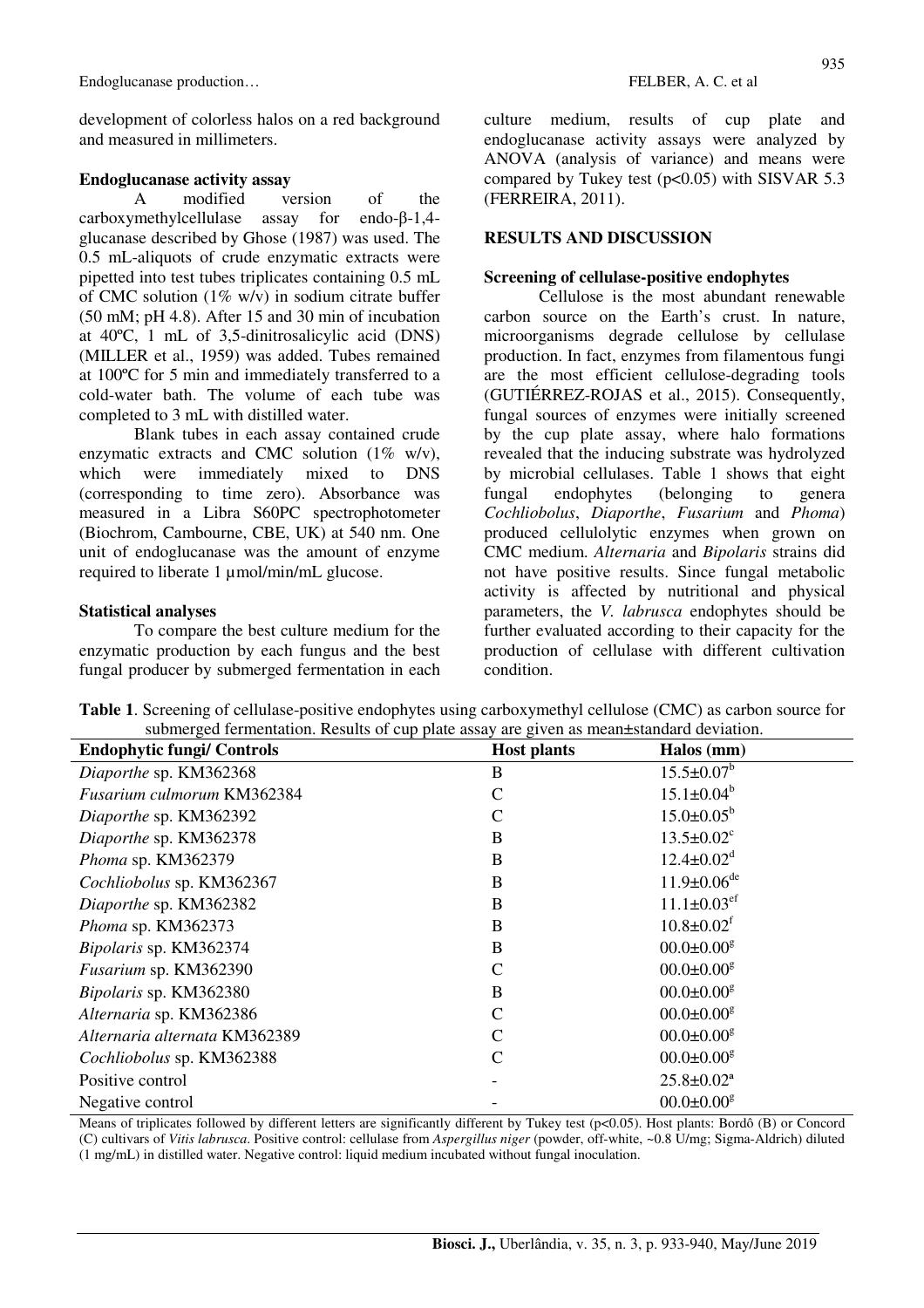development of colorless halos on a red background and measured in millimeters.

**Endoglucanase activity assay**

A modified version of the carboxymethylcellulase assay for endo-β-1,4-glucanase described by Ghose (1987) was used. The 0.5 mL-aliquots of crude enzymatic extracts were pipetted into test tubes triplicates containing 0.5 mL of CMC solution (1% w/v) in sodium citrate buffer (50 mM; pH 4.8). After 15 and 30 min of incubation at 40ºC, 1 mL of 3,5-dinitrosalicylic acid (DNS) (MILLER et al., 1959) was added. Tubes remained at 100ºC for 5 min and immediately transferred to a cold-water bath. The volume of each tube was completed to 3 mL with distilled water.

Blank tubes in each assay contained crude enzymatic extracts and CMC solution (1% w/v), which were immediately mixed to DNS (corresponding to time zero). Absorbance was measured in a Libra S60PC spectrophotometer (Biochrom, Cambourne, CBE, UK) at 540 nm. One unit of endoglucanase was the amount of enzyme required to liberate 1 µmol/min/mL glucose.

**Statistical analyses**

To compare the best culture medium for the enzymatic production by each fungus and the best fungal producer by submerged fermentation in each culture medium, results of cup plate and endoglucanase activity assays were analyzed by ANOVA (analysis of variance) and means were compared by Tukey test ($p<0.05$) with SISVAR 5.3 (FERREIRA, 2011).

## RESULTS AND DISCUSSION

**Screening of cellulase-positive endophytes**

Cellulose is the most abundant renewable carbon source on the Earth's crust. In nature, microorganisms degrade cellulose by cellulase production. In fact, enzymes from filamentous fungi are the most efficient cellulose-degrading tools (GUTIÉRREZ-ROJAS et al., 2015). Consequently, fungal sources of enzymes were initially screened by the cup plate assay, where halo formations revealed that the inducing substrate was hydrolyzed by microbial cellulases. Table 1 shows that eight fungal endophytes (belonging to genera *Cochliobolus*, *Diaporthe*, *Fusarium* and *Phoma*) produced cellulolytic enzymes when grown on CMC medium. *Alternaria* and *Bipolaris* strains did not have positive results. Since fungal metabolic activity is affected by nutritional and physical parameters, the *V. labrusca* endophytes should be further evaluated according to their capacity for the production of cellulase with different cultivation condition.

**Table 1**. Screening of cellulase-positive endophytes using carboxymethyl cellulose (CMC) as carbon source for submerged fermentation. Results of cup plate assay are given as mean±standard deviation.

| Endophytic fungi/ Controls | Host plants | Halos (mm) |
|---|---|---|
| *Diaporthe* sp. KM362368 | B | 15.5±0.07$^{b}$ |
| *Fusarium culmorum* KM362384 | C | 15.1±0.04$^{b}$ |
| *Diaporthe* sp. KM362392 | C | 15.0±0.05$^{b}$ |
| *Diaporthe* sp. KM362378 | B | 13.5±0.02$^{c}$ |
| *Phoma* sp. KM362379 | B | 12.4±0.02$^{d}$ |
| *Cochliobolus* sp. KM362367 | B | 11.9±0.06$^{de}$ |
| *Diaporthe* sp. KM362382 | B | 11.1±0.03$^{ef}$ |
| *Phoma* sp. KM362373 | B | 10.8±0.02$^{f}$ |
| *Bipolaris* sp. KM362374 | B | 00.0±0.00$^{g}$ |
| *Fusarium* sp. KM362390 | C | 00.0±0.00$^{g}$ |
| *Bipolaris* sp. KM362380 | B | 00.0±0.00$^{g}$ |
| *Alternaria* sp. KM362386 | C | 00.0±0.00$^{g}$ |
| *Alternaria alternata* KM362389 | C | 00.0±0.00$^{g}$ |
| *Cochliobolus* sp. KM362388 | C | 00.0±0.00$^{g}$ |
| Positive control | - | 25.8±0.02$^{a}$ |
| Negative control | - | 00.0±0.00$^{g}$ |

Means of triplicates followed by different letters are significantly different by Tukey test ($p<0.05$). Host plants: Bordô (B) or Concord (C) cultivars of *Vitis labrusca*. Positive control: cellulase from *Aspergillus niger* (powder, off-white, ~0.8 U/mg; Sigma-Aldrich) diluted (1 mg/mL) in distilled water. Negative control: liquid medium incubated without fungal inoculation.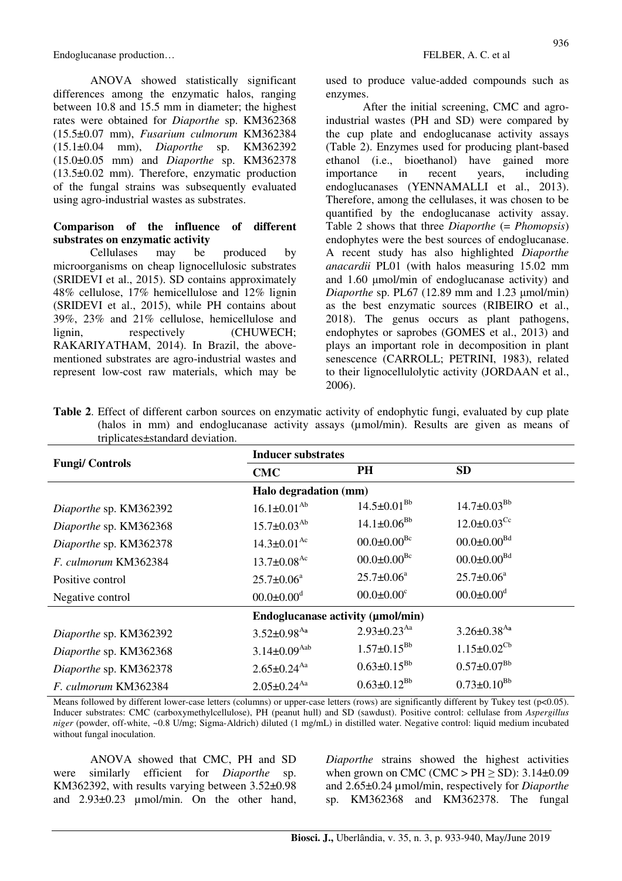ANOVA showed statistically significant differences among the enzymatic halos, ranging between 10.8 and 15.5 mm in diameter; the highest rates were obtained for *Diaporthe* sp. KM362368 (15.5±0.07 mm), *Fusarium culmorum* KM362384 (15.1±0.04 mm), *Diaporthe* sp. KM362392 (15.0±0.05 mm) and *Diaporthe* sp. KM362378 (13.5±0.02 mm). Therefore, enzymatic production of the fungal strains was subsequently evaluated using agro-industrial wastes as substrates.

### Comparison of the influence of different substrates on enzymatic activity

Cellulases may be produced by microorganisms on cheap lignocellulosic substrates (SRIDEVI et al., 2015). SD contains approximately 48% cellulose, 17% hemicellulose and 12% lignin (SRIDEVI et al., 2015), while PH contains about 39%, 23% and 21% cellulose, hemicellulose and lignin, respectively (CHUWECH; RAKARIYATHAM, 2014). In Brazil, the above-mentioned substrates are agro-industrial wastes and represent low-cost raw materials, which may be used to produce value-added compounds such as enzymes.

After the initial screening, CMC and agro-industrial wastes (PH and SD) were compared by the cup plate and endoglucanase activity assays (Table 2). Enzymes used for producing plant-based ethanol (i.e., bioethanol) have gained more importance in recent years, including endoglucanases (YENNAMALLI et al., 2013). Therefore, among the cellulases, it was chosen to be quantified by the endoglucanase activity assay. Table 2 shows that three *Diaporthe* (= *Phomopsis*) endophytes were the best sources of endoglucanase. A recent study has also highlighted *Diaporthe anacardii* PL01 (with halos measuring 15.02 mm and 1.60 µmol/min of endoglucanase activity) and *Diaporthe* sp. PL67 (12.89 mm and 1.23 µmol/min) as the best enzymatic sources (RIBEIRO et al., 2018). The genus occurs as plant pathogens, endophytes or saprobes (GOMES et al., 2013) and plays an important role in decomposition in plant senescence (CARROLL; PETRINI, 1983), related to their lignocellulolytic activity (JORDAAN et al., 2006).

**Table 2**. Effect of different carbon sources on enzymatic activity of endophytic fungi, evaluated by cup plate (halos in mm) and endoglucanase activity assays (µmol/min). Results are given as means of triplicates±standard deviation.

| Fungi/ Controls | Inducer substrates | | |
|---|---|---|---|
| | **CMC** | **PH** | **SD** |
| | **Halo degradation (mm)** | | |
| *Diaporthe* sp. KM362392 | 16.1±0.01$^{Ab}$ | 14.5±0.01$^{Bb}$ | 14.7±0.03$^{Bb}$ |
| *Diaporthe* sp. KM362368 | 15.7±0.03$^{Ab}$ | 14.1±0.06$^{Bb}$ | 12.0±0.03$^{Cc}$ |
| *Diaporthe* sp. KM362378 | 14.3±0.01$^{Ac}$ | 00.0±0.00$^{Bc}$ | 00.0±0.00$^{Bd}$ |
| *F. culmorum* KM362384 | 13.7±0.08$^{Ac}$ | 00.0±0.00$^{Bc}$ | 00.0±0.00$^{Bd}$ |
| Positive control | 25.7±0.06$^{a}$ | 25.7±0.06$^{a}$ | 25.7±0.06$^{a}$ |
| Negative control | 00.0±0.00$^{d}$ | 00.0±0.00$^{c}$ | 00.0±0.00$^{d}$ |
| | **Endoglucanase activity (µmol/min)** | | |
| *Diaporthe* sp. KM362392 | 3.52±0.98$^{Aa}$ | 2.93±0.23$^{Aa}$ | 3.26±0.38$^{Aa}$ |
| *Diaporthe* sp. KM362368 | 3.14±0.09$^{Aab}$ | 1.57±0.15$^{Bb}$ | 1.15±0.02$^{Cb}$ |
| *Diaporthe* sp. KM362378 | 2.65±0.24$^{Aa}$ | 0.63±0.15$^{Bb}$ | 0.57±0.07$^{Bb}$ |
| *F. culmorum* KM362384 | 2.05±0.24$^{Aa}$ | 0.63±0.12$^{Bb}$ | 0.73±0.10$^{Bb}$ |

Means followed by different lower-case letters (columns) or upper-case letters (rows) are significantly different by Tukey test ($p<0.05$). Inducer substrates: CMC (carboxymethylcellulose), PH (peanut hull) and SD (sawdust). Positive control: cellulase from *Aspergillus niger* (powder, off-white, ~0.8 U/mg; Sigma-Aldrich) diluted (1 mg/mL) in distilled water. Negative control: liquid medium incubated without fungal inoculation.

ANOVA showed that CMC, PH and SD were similarly efficient for *Diaporthe* sp. KM362392, with results varying between 3.52±0.98 and 2.93±0.23 µmol/min. On the other hand, *Diaporthe* strains showed the highest activities when grown on CMC (CMC > PH ≥ SD): 3.14±0.09 and 2.65±0.24 µmol/min, respectively for *Diaporthe* sp. KM362368 and KM362378. The fungal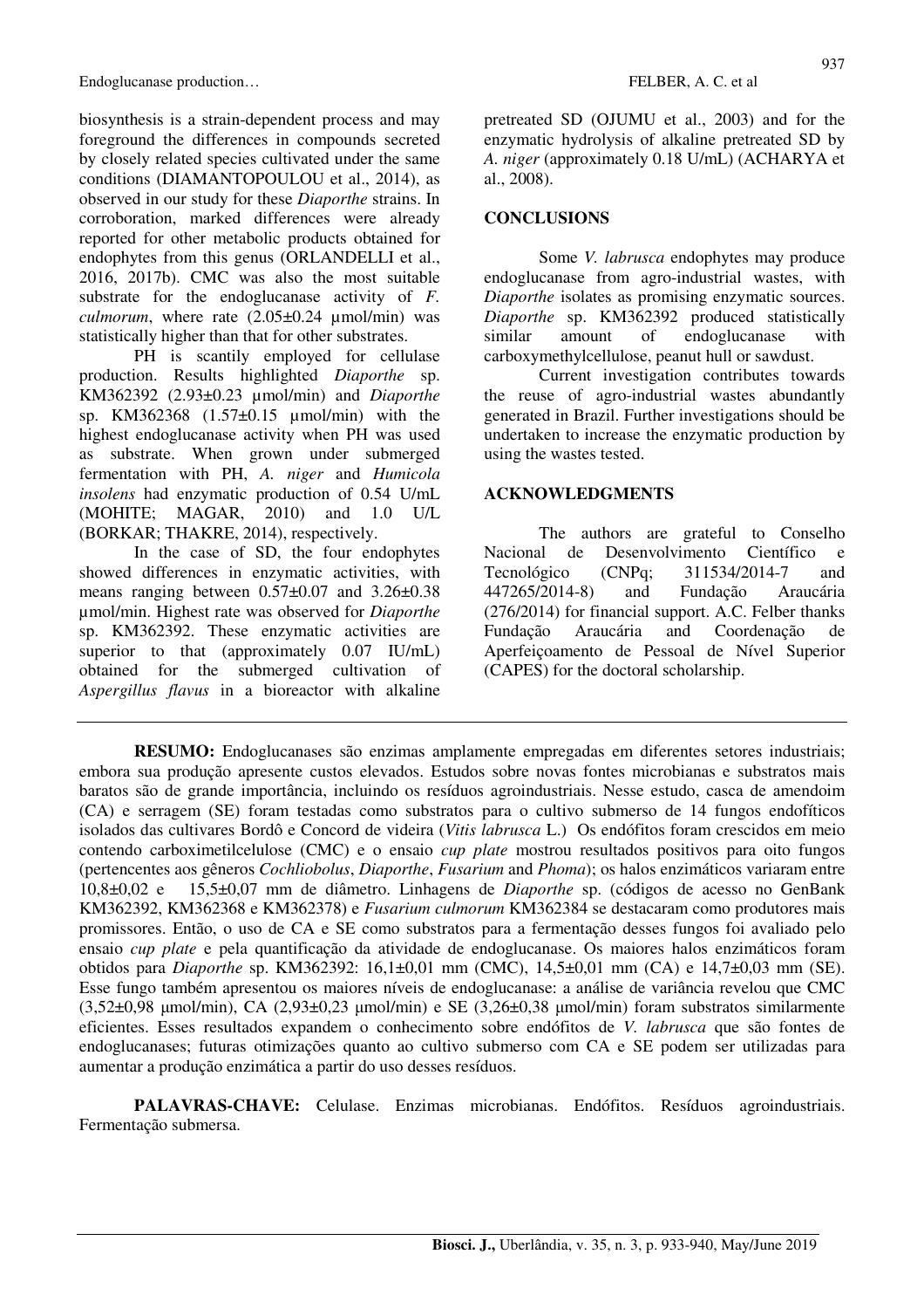biosynthesis is a strain-dependent process and may foreground the differences in compounds secreted by closely related species cultivated under the same conditions (DIAMANTOPOULOU et al., 2014), as observed in our study for these *Diaporthe* strains. In corroboration, marked differences were already reported for other metabolic products obtained for endophytes from this genus (ORLANDELLI et al., 2016, 2017b). CMC was also the most suitable substrate for the endoglucanase activity of *F. culmorum*, where rate (2.05±0.24 µmol/min) was statistically higher than that for other substrates.

PH is scantily employed for cellulase production. Results highlighted *Diaporthe* sp. KM362392 (2.93±0.23 µmol/min) and *Diaporthe* sp. KM362368 (1.57±0.15 µmol/min) with the highest endoglucanase activity when PH was used as substrate. When grown under submerged fermentation with PH, *A. niger* and *Humicola insolens* had enzymatic production of 0.54 U/mL (MOHITE; MAGAR, 2010) and 1.0 U/L (BORKAR; THAKRE, 2014), respectively.

In the case of SD, the four endophytes showed differences in enzymatic activities, with means ranging between 0.57±0.07 and 3.26±0.38 µmol/min. Highest rate was observed for *Diaporthe* sp. KM362392. These enzymatic activities are superior to that (approximately 0.07 IU/mL) obtained for the submerged cultivation of *Aspergillus flavus* in a bioreactor with alkaline pretreated SD (OJUMU et al., 2003) and for the enzymatic hydrolysis of alkaline pretreated SD by *A. niger* (approximately 0.18 U/mL) (ACHARYA et al., 2008).

## CONCLUSIONS

Some *V. labrusca* endophytes may produce endoglucanase from agro-industrial wastes, with *Diaporthe* isolates as promising enzymatic sources. *Diaporthe* sp. KM362392 produced statistically similar amount of endoglucanase with carboxymethylcellulose, peanut hull or sawdust.

Current investigation contributes towards the reuse of agro-industrial wastes abundantly generated in Brazil. Further investigations should be undertaken to increase the enzymatic production by using the wastes tested.

## ACKNOWLEDGMENTS

The authors are grateful to Conselho Nacional de Desenvolvimento Científico e Tecnológico (CNPq; 311534/2014-7 and 447265/2014-8) and Fundação Araucária (276/2014) for financial support. A.C. Felber thanks Fundação Araucária and Coordenação de Aperfeiçoamento de Pessoal de Nível Superior (CAPES) for the doctoral scholarship.

---

**RESUMO:** Endoglucanases são enzimas amplamente empregadas em diferentes setores industriais; embora sua produção apresente custos elevados. Estudos sobre novas fontes microbianas e substratos mais baratos são de grande importância, incluindo os resíduos agroindustriais. Nesse estudo, casca de amendoim (CA) e serragem (SE) foram testadas como substratos para o cultivo submerso de 14 fungos endofíticos isolados das cultivares Bordô e Concord de videira (*Vitis labrusca* L.) Os endófitos foram crescidos em meio contendo carboximetilcelulose (CMC) e o ensaio *cup plate* mostrou resultados positivos para oito fungos (pertencentes aos gêneros *Cochliobolus*, *Diaporthe*, *Fusarium* and *Phoma*); os halos enzimáticos variaram entre 10,8±0,02 e 15,5±0,07 mm de diâmetro. Linhagens de *Diaporthe* sp. (códigos de acesso no GenBank KM362392, KM362368 e KM362378) e *Fusarium culmorum* KM362384 se destacaram como produtores mais promissores. Então, o uso de CA e SE como substratos para a fermentação desses fungos foi avaliado pelo ensaio *cup plate* e pela quantificação da atividade de endoglucanase. Os maiores halos enzimáticos foram obtidos para *Diaporthe* sp. KM362392: 16,1±0,01 mm (CMC), 14,5±0,01 mm (CA) e 14,7±0,03 mm (SE). Esse fungo também apresentou os maiores níveis de endoglucanase: a análise de variância revelou que CMC (3,52±0,98 µmol/min), CA (2,93±0,23 µmol/min) e SE (3,26±0,38 µmol/min) foram substratos similarmente eficientes. Esses resultados expandem o conhecimento sobre endófitos de *V. labrusca* que são fontes de endoglucanases; futuras otimizações quanto ao cultivo submerso com CA e SE podem ser utilizadas para aumentar a produção enzimática a partir do uso desses resíduos.

**PALAVRAS-CHAVE:** Celulase. Enzimas microbianas. Endófitos. Resíduos agroindustriais. Fermentação submersa.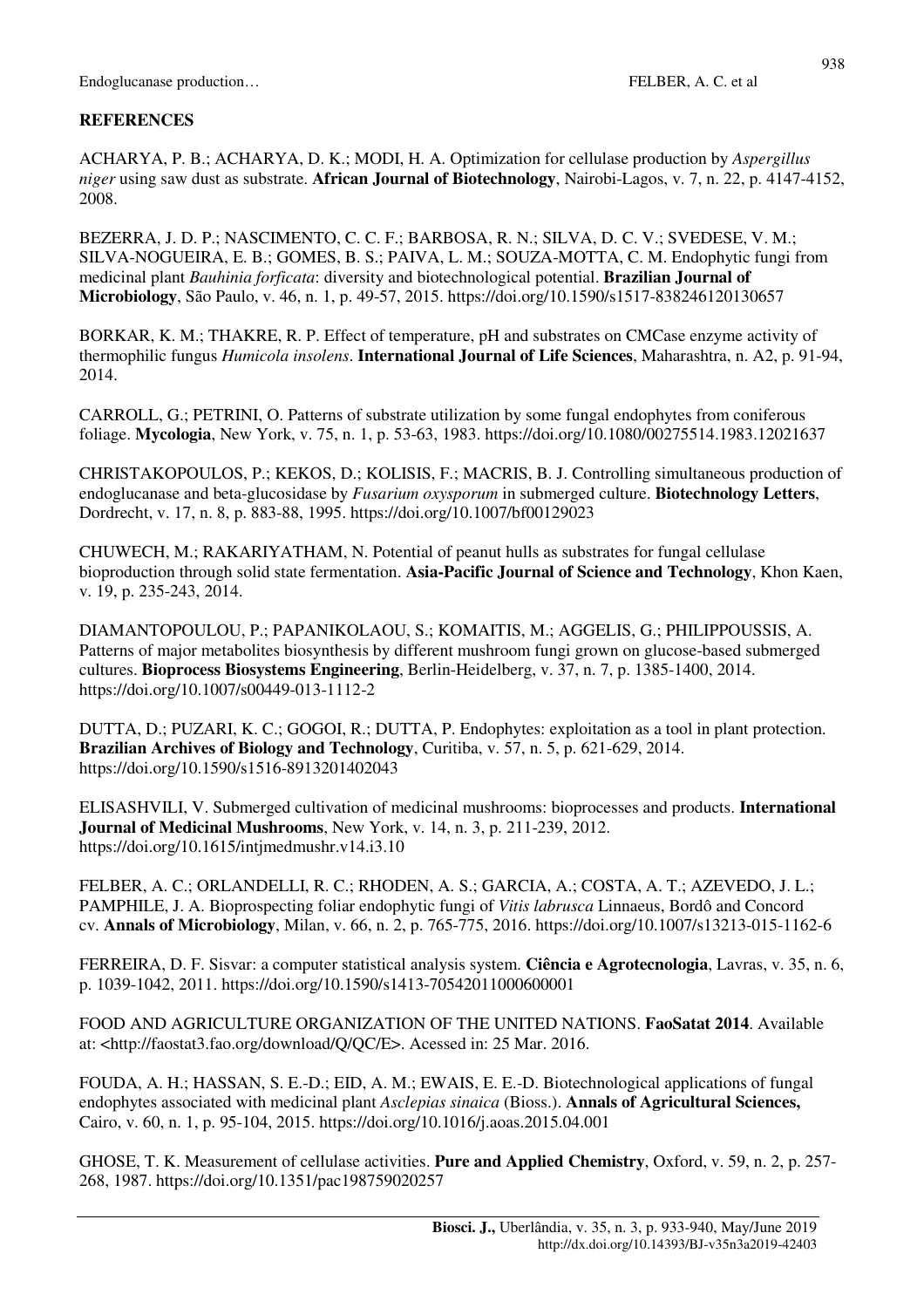## REFERENCES

ACHARYA, P. B.; ACHARYA, D. K.; MODI, H. A. Optimization for cellulase production by *Aspergillus niger* using saw dust as substrate. **African Journal of Biotechnology**, Nairobi-Lagos, v. 7, n. 22, p. 4147-4152, 2008.

BEZERRA, J. D. P.; NASCIMENTO, C. C. F.; BARBOSA, R. N.; SILVA, D. C. V.; SVEDESE, V. M.; SILVA-NOGUEIRA, E. B.; GOMES, B. S.; PAIVA, L. M.; SOUZA-MOTTA, C. M. Endophytic fungi from medicinal plant *Bauhinia forficata*: diversity and biotechnological potential. **Brazilian Journal of Microbiology**, São Paulo, v. 46, n. 1, p. 49-57, 2015. https://doi.org/10.1590/s1517-838246120130657

BORKAR, K. M.; THAKRE, R. P. Effect of temperature, pH and substrates on CMCase enzyme activity of thermophilic fungus *Humicola insolens*. **International Journal of Life Sciences**, Maharashtra, n. A2, p. 91-94, 2014.

CARROLL, G.; PETRINI, O. Patterns of substrate utilization by some fungal endophytes from coniferous foliage. **Mycologia**, New York, v. 75, n. 1, p. 53-63, 1983. https://doi.org/10.1080/00275514.1983.12021637

CHRISTAKOPOULOS, P.; KEKOS, D.; KOLISIS, F.; MACRIS, B. J. Controlling simultaneous production of endoglucanase and beta-glucosidase by *Fusarium oxysporum* in submerged culture. **Biotechnology Letters**, Dordrecht, v. 17, n. 8, p. 883-88, 1995. https://doi.org/10.1007/bf00129023

CHUWECH, M.; RAKARIYATHAM, N. Potential of peanut hulls as substrates for fungal cellulase bioproduction through solid state fermentation. **Asia-Pacific Journal of Science and Technology**, Khon Kaen, v. 19, p. 235-243, 2014.

DIAMANTOPOULOU, P.; PAPANIKOLAOU, S.; KOMAITIS, M.; AGGELIS, G.; PHILIPPOUSSIS, A. Patterns of major metabolites biosynthesis by different mushroom fungi grown on glucose-based submerged cultures. **Bioprocess Biosystems Engineering**, Berlin-Heidelberg, v. 37, n. 7, p. 1385-1400, 2014. https://doi.org/10.1007/s00449-013-1112-2

DUTTA, D.; PUZARI, K. C.; GOGOI, R.; DUTTA, P. Endophytes: exploitation as a tool in plant protection. **Brazilian Archives of Biology and Technology**, Curitiba, v. 57, n. 5, p. 621-629, 2014. https://doi.org/10.1590/s1516-8913201402043

ELISASHVILI, V. Submerged cultivation of medicinal mushrooms: bioprocesses and products. **International Journal of Medicinal Mushrooms**, New York, v. 14, n. 3, p. 211-239, 2012. https://doi.org/10.1615/intjmedmushr.v14.i3.10

FELBER, A. C.; ORLANDELLI, R. C.; RHODEN, A. S.; GARCIA, A.; COSTA, A. T.; AZEVEDO, J. L.; PAMPHILE, J. A. Bioprospecting foliar endophytic fungi of *Vitis labrusca* Linnaeus, Bordô and Concord cv. **Annals of Microbiology**, Milan, v. 66, n. 2, p. 765-775, 2016. https://doi.org/10.1007/s13213-015-1162-6

FERREIRA, D. F. Sisvar: a computer statistical analysis system. **Ciência e Agrotecnologia**, Lavras, v. 35, n. 6, p. 1039-1042, 2011. https://doi.org/10.1590/s1413-70542011000600001

FOOD AND AGRICULTURE ORGANIZATION OF THE UNITED NATIONS. **FaoSatat 2014**. Available at: <http://faostat3.fao.org/download/Q/QC/E>. Acessed in: 25 Mar. 2016.

FOUDA, A. H.; HASSAN, S. E.-D.; EID, A. M.; EWAIS, E. E.-D. Biotechnological applications of fungal endophytes associated with medicinal plant *Asclepias sinaica* (Bioss.). **Annals of Agricultural Sciences,** Cairo, v. 60, n. 1, p. 95-104, 2015. https://doi.org/10.1016/j.aoas.2015.04.001

GHOSE, T. K. Measurement of cellulase activities. **Pure and Applied Chemistry**, Oxford, v. 59, n. 2, p. 257-268, 1987. https://doi.org/10.1351/pac198759020257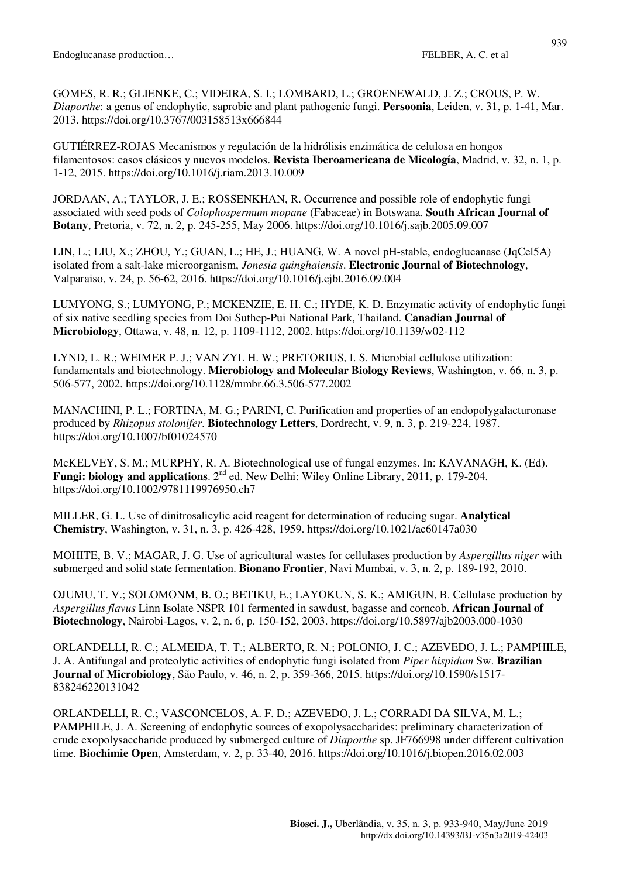GOMES, R. R.; GLIENKE, C.; VIDEIRA, S. I.; LOMBARD, L.; GROENEWALD, J. Z.; CROUS, P. W. *Diaporthe*: a genus of endophytic, saprobic and plant pathogenic fungi. **Persoonia**, Leiden, v. 31, p. 1-41, Mar. 2013. https://doi.org/10.3767/003158513x666844

GUTIÉRREZ-ROJAS Mecanismos y regulación de la hidrólisis enzimática de celulosa en hongos filamentosos: casos clásicos y nuevos modelos. **Revista Iberoamericana de Micología**, Madrid, v. 32, n. 1, p. 1-12, 2015. https://doi.org/10.1016/j.riam.2013.10.009

JORDAAN, A.; TAYLOR, J. E.; ROSSENKHAN, R. Occurrence and possible role of endophytic fungi associated with seed pods of *Colophospermum mopane* (Fabaceae) in Botswana. **South African Journal of Botany**, Pretoria, v. 72, n. 2, p. 245-255, May 2006. https://doi.org/10.1016/j.sajb.2005.09.007

LIN, L.; LIU, X.; ZHOU, Y.; GUAN, L.; HE, J.; HUANG, W. A novel pH-stable, endoglucanase (JqCel5A) isolated from a salt-lake microorganism, *Jonesia quinghaiensis*. **Electronic Journal of Biotechnology**, Valparaiso, v. 24, p. 56-62, 2016. https://doi.org/10.1016/j.ejbt.2016.09.004

LUMYONG, S.; LUMYONG, P.; MCKENZIE, E. H. C.; HYDE, K. D. Enzymatic activity of endophytic fungi of six native seedling species from Doi Suthep-Pui National Park, Thailand. **Canadian Journal of Microbiology**, Ottawa, v. 48, n. 12, p. 1109-1112, 2002. https://doi.org/10.1139/w02-112

LYND, L. R.; WEIMER P. J.; VAN ZYL H. W.; PRETORIUS, I. S. Microbial cellulose utilization: fundamentals and biotechnology. **Microbiology and Molecular Biology Reviews**, Washington, v. 66, n. 3, p. 506-577, 2002. https://doi.org/10.1128/mmbr.66.3.506-577.2002

MANACHINI, P. L.; FORTINA, M. G.; PARINI, C. Purification and properties of an endopolygalacturonase produced by *Rhizopus stolonifer*. **Biotechnology Letters**, Dordrecht, v. 9, n. 3, p. 219-224, 1987. https://doi.org/10.1007/bf01024570

McKELVEY, S. M.; MURPHY, R. A. Biotechnological use of fungal enzymes. In: KAVANAGH, K. (Ed). **Fungi: biology and applications**. 2nd ed. New Delhi: Wiley Online Library, 2011, p. 179-204. https://doi.org/10.1002/9781119976950.ch7

MILLER, G. L. Use of dinitrosalicylic acid reagent for determination of reducing sugar. **Analytical Chemistry**, Washington, v. 31, n. 3, p. 426-428, 1959. https://doi.org/10.1021/ac60147a030

MOHITE, B. V.; MAGAR, J. G. Use of agricultural wastes for cellulases production by *Aspergillus niger* with submerged and solid state fermentation. **Bionano Frontier**, Navi Mumbai, v. 3, n. 2, p. 189-192, 2010.

OJUMU, T. V.; SOLOMONM, B. O.; BETIKU, E.; LAYOKUN, S. K.; AMIGUN, B. Cellulase production by *Aspergillus flavus* Linn Isolate NSPR 101 fermented in sawdust, bagasse and corncob. **African Journal of Biotechnology**, Nairobi-Lagos, v. 2, n. 6, p. 150-152, 2003. https://doi.org/10.5897/ajb2003.000-1030

ORLANDELLI, R. C.; ALMEIDA, T. T.; ALBERTO, R. N.; POLONIO, J. C.; AZEVEDO, J. L.; PAMPHILE, J. A. Antifungal and proteolytic activities of endophytic fungi isolated from *Piper hispidum* Sw. **Brazilian Journal of Microbiology**, São Paulo, v. 46, n. 2, p. 359-366, 2015. https://doi.org/10.1590/s1517-838246220131042

ORLANDELLI, R. C.; VASCONCELOS, A. F. D.; AZEVEDO, J. L.; CORRADI DA SILVA, M. L.; PAMPHILE, J. A. Screening of endophytic sources of exopolysaccharides: preliminary characterization of crude exopolysaccharide produced by submerged culture of *Diaporthe* sp. JF766998 under different cultivation time. **Biochimie Open**, Amsterdam, v. 2, p. 33-40, 2016. https://doi.org/10.1016/j.biopen.2016.02.003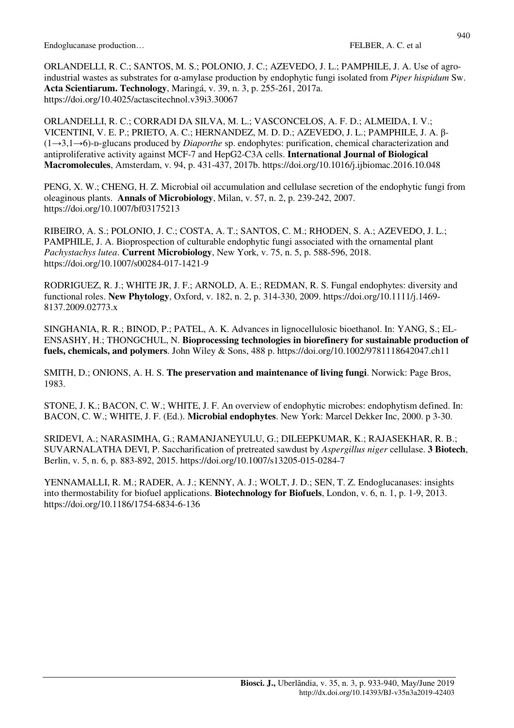ORLANDELLI, R. C.; SANTOS, M. S.; POLONIO, J. C.; AZEVEDO, J. L.; PAMPHILE, J. A. Use of agro-industrial wastes as substrates for α-amylase production by endophytic fungi isolated from *Piper hispidum* Sw. **Acta Scientiarum. Technology**, Maringá, v. 39, n. 3, p. 255-261, 2017a. https://doi.org/10.4025/actascitechnol.v39i3.30067

ORLANDELLI, R. C.; CORRADI DA SILVA, M. L.; VASCONCELOS, A. F. D.; ALMEIDA, I. V.; VICENTINI, V. E. P.; PRIETO, A. C.; HERNANDEZ, M. D. D.; AZEVEDO, J. L.; PAMPHILE, J. A. β-(1→3,1→6)-D-glucans produced by *Diaporthe* sp. endophytes: purification, chemical characterization and antiproliferative activity against MCF-7 and HepG2-C3A cells. **International Journal of Biological Macromolecules**, Amsterdam, v. 94, p. 431-437, 2017b. https://doi.org/10.1016/j.ijbiomac.2016.10.048

PENG, X. W.; CHENG, H. Z. Microbial oil accumulation and cellulase secretion of the endophytic fungi from oleaginous plants. **Annals of Microbiology**, Milan, v. 57, n. 2, p. 239-242, 2007. https://doi.org/10.1007/bf03175213

RIBEIRO, A. S.; POLONIO, J. C.; COSTA, A. T.; SANTOS, C. M.; RHODEN, S. A.; AZEVEDO, J. L.; PAMPHILE, J. A. Bioprospection of culturable endophytic fungi associated with the ornamental plant *Pachystachys lutea*. **Current Microbiology**, New York, v. 75, n. 5, p. 588-596, 2018. https://doi.org/10.1007/s00284-017-1421-9

RODRIGUEZ, R. J.; WHITE JR, J. F.; ARNOLD, A. E.; REDMAN, R. S. Fungal endophytes: diversity and functional roles. **New Phytology**, Oxford, v. 182, n. 2, p. 314-330, 2009. https://doi.org/10.1111/j.1469-8137.2009.02773.x

SINGHANIA, R. R.; BINOD, P.; PATEL, A. K. Advances in lignocellulosic bioethanol. In: YANG, S.; EL-ENSASHY, H.; THONGCHUL, N. **Bioprocessing technologies in biorefinery for sustainable production of fuels, chemicals, and polymers**. John Wiley & Sons, 488 p. https://doi.org/10.1002/9781118642047.ch11

SMITH, D.; ONIONS, A. H. S. **The preservation and maintenance of living fungi**. Norwick: Page Bros, 1983.

STONE, J. K.; BACON, C. W.; WHITE, J. F. An overview of endophytic microbes: endophytism defined. In: BACON, C. W.; WHITE, J. F. (Ed.). **Microbial endophytes**. New York: Marcel Dekker Inc, 2000. p 3-30.

SRIDEVI, A.; NARASIMHA, G.; RAMANJANEYULU, G.; DILEEPKUMAR, K.; RAJASEKHAR, R. B.; SUVARNALATHA DEVI, P. Saccharification of pretreated sawdust by *Aspergillus niger* cellulase. **3 Biotech**, Berlin, v. 5, n. 6, p. 883-892, 2015. https://doi.org/10.1007/s13205-015-0284-7

YENNAMALLI, R. M.; RADER, A. J.; KENNY, A. J.; WOLT, J. D.; SEN, T. Z. Endoglucanases: insights into thermostability for biofuel applications. **Biotechnology for Biofuels**, London, v. 6, n. 1, p. 1-9, 2013. https://doi.org/10.1186/1754-6834-6-136